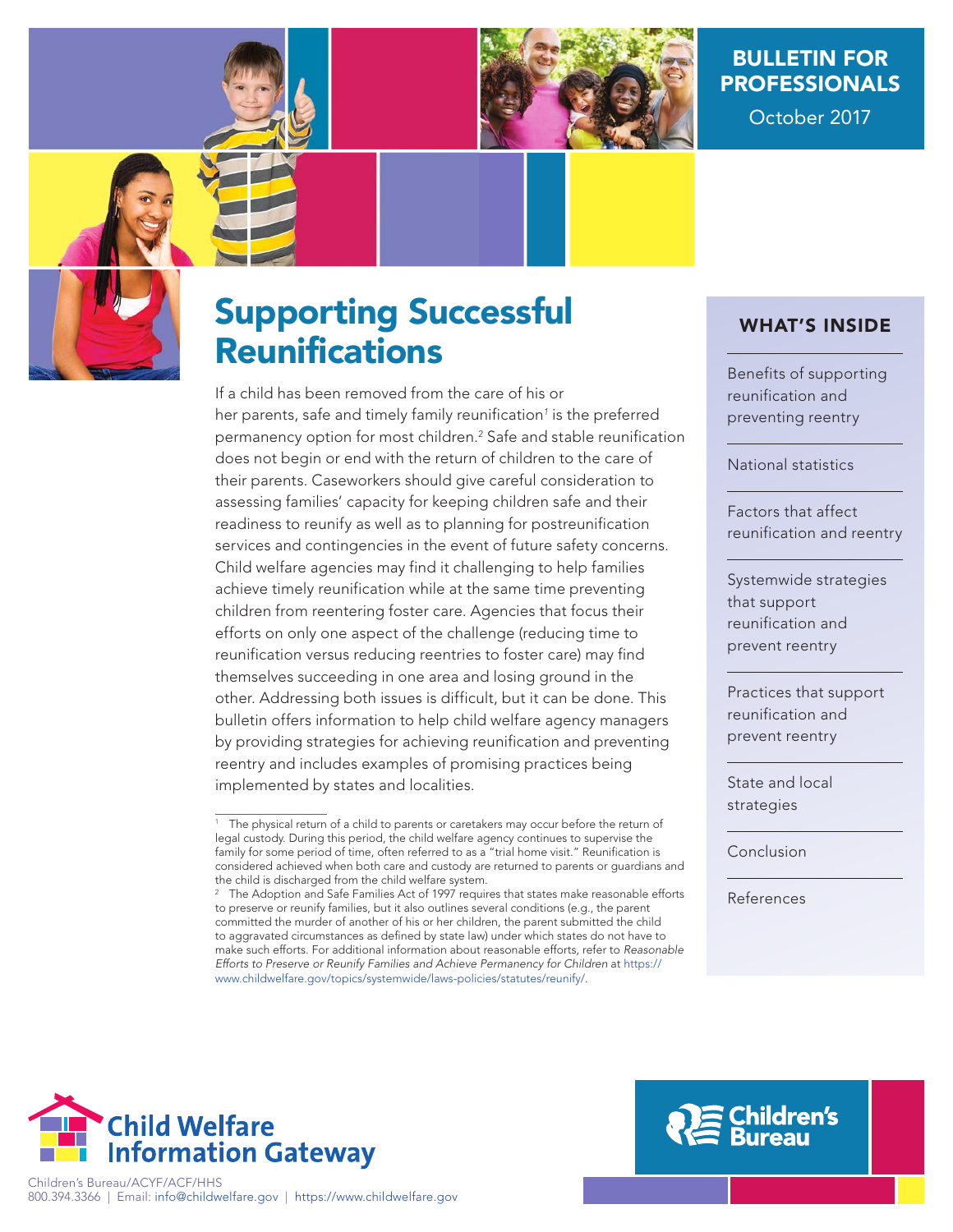BULLETIN FOR PROFESSIONALS

October 2017

# Supporting Successful Reunifications

If a child has been removed from the care of his or her parents, safe and timely family reunification[1] is the preferred permanency option for most children.[2] Safe and stable reunification does not begin or end with the return of children to the care of their parents. Caseworkers should give careful consideration to assessing families' capacity for keeping children safe and their readiness to reunify as well as to planning for postreunification services and contingencies in the event of future safety concerns. Child welfare agencies may find it challenging to help families achieve timely reunification while at the same time preventing children from reentering foster care. Agencies that focus their efforts on only one aspect of the challenge (reducing time to reunification versus reducing reentries to foster care) may find themselves succeeding in one area and losing ground in the other. Addressing both issues is difficult, but it can be done. This bulletin offers information to help child welfare agency managers by providing strategies for achieving reunification and preventing reentry and includes examples of promising practices being implemented by states and localities.

## WHAT'S INSIDE

- Benefits of supporting reunification and preventing reentry
- National statistics
- Factors that affect reunification and reentry
- Systemwide strategies that support reunification and prevent reentry
- Practices that support reunification and prevent reentry
- State and local strategies
- Conclusion
- References

---

[1] The physical return of a child to parents or caretakers may occur before the return of legal custody. During this period, the child welfare agency continues to supervise the family for some period of time, often referred to as a "trial home visit." Reunification is considered achieved when both care and custody are returned to parents or guardians and the child is discharged from the child welfare system.

[2] The Adoption and Safe Families Act of 1997 requires that states make reasonable efforts to preserve or reunify families, but it also outlines several conditions (e.g., the parent committed the murder of another of his or her children, the parent submitted the child to aggravated circumstances as defined by state law) under which states do not have to make such efforts. For additional information about reasonable efforts, refer to *Reasonable Efforts to Preserve or Reunify Families and Achieve Permanency for Children* at https://www.childwelfare.gov/topics/systemwide/laws-policies/statutes/reunify/.

Child Welfare Information Gateway

Children's Bureau/ACYF/ACF/HHS
800.394.3366 | Email: info@childwelfare.gov | https://www.childwelfare.gov

Children's Bureau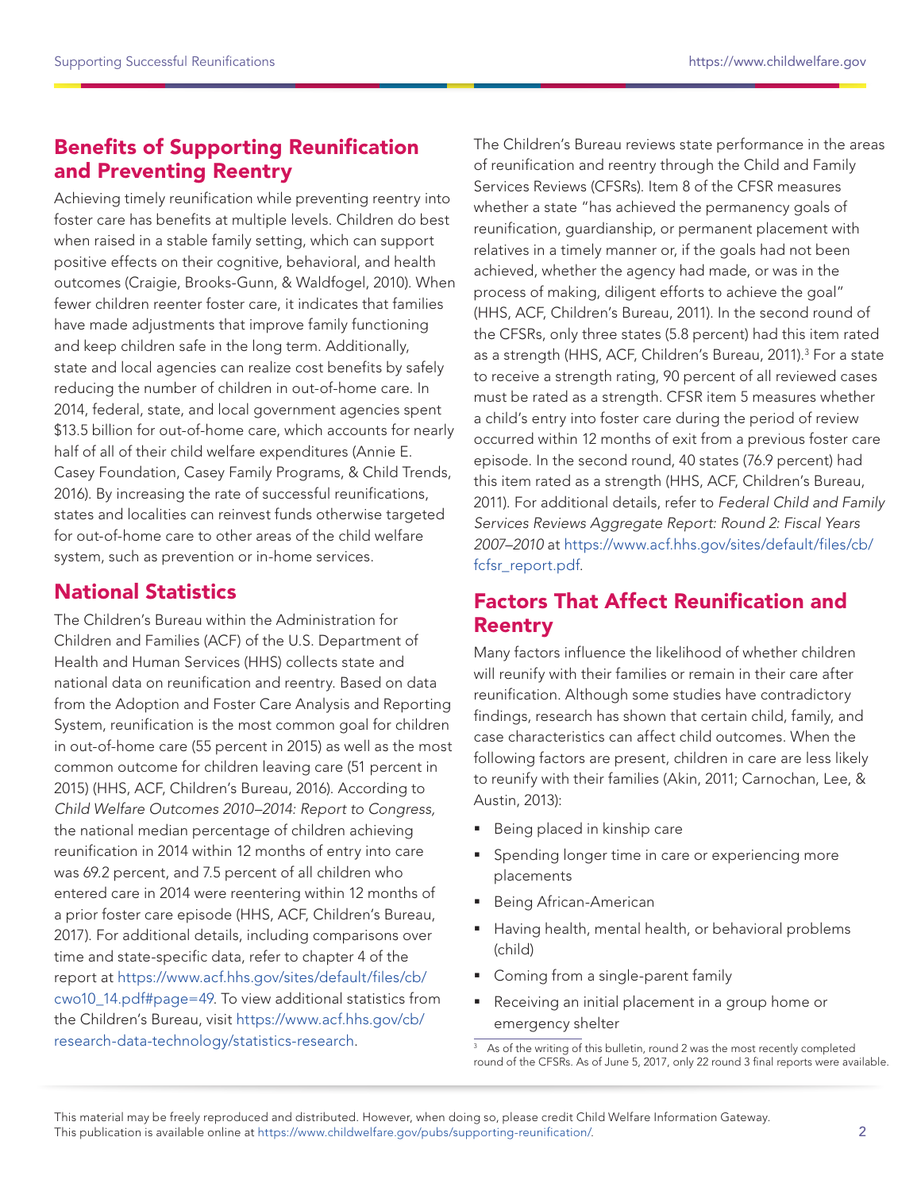## Benefits of Supporting Reunification and Preventing Reentry

Achieving timely reunification while preventing reentry into foster care has benefits at multiple levels. Children do best when raised in a stable family setting, which can support positive effects on their cognitive, behavioral, and health outcomes (Craigie, Brooks-Gunn, & Waldfogel, 2010). When fewer children reenter foster care, it indicates that families have made adjustments that improve family functioning and keep children safe in the long term. Additionally, state and local agencies can realize cost benefits by safely reducing the number of children in out-of-home care. In 2014, federal, state, and local government agencies spent $13.5 billion for out-of-home care, which accounts for nearly half of all of their child welfare expenditures (Annie E. Casey Foundation, Casey Family Programs, & Child Trends, 2016). By increasing the rate of successful reunifications, states and localities can reinvest funds otherwise targeted for out-of-home care to other areas of the child welfare system, such as prevention or in-home services.

## National Statistics

The Children's Bureau within the Administration for Children and Families (ACF) of the U.S. Department of Health and Human Services (HHS) collects state and national data on reunification and reentry. Based on data from the Adoption and Foster Care Analysis and Reporting System, reunification is the most common goal for children in out-of-home care (55 percent in 2015) as well as the most common outcome for children leaving care (51 percent in 2015) (HHS, ACF, Children's Bureau, 2016). According to *Child Welfare Outcomes 2010–2014: Report to Congress,* the national median percentage of children achieving reunification in 2014 within 12 months of entry into care was 69.2 percent, and 7.5 percent of all children who entered care in 2014 were reentering within 12 months of a prior foster care episode (HHS, ACF, Children's Bureau, 2017). For additional details, including comparisons over time and state-specific data, refer to chapter 4 of the report at https://www.acf.hhs.gov/sites/default/files/cb/cwo10_14.pdf#page=49. To view additional statistics from the Children's Bureau, visit https://www.acf.hhs.gov/cb/research-data-technology/statistics-research.

The Children's Bureau reviews state performance in the areas of reunification and reentry through the Child and Family Services Reviews (CFSRs). Item 8 of the CFSR measures whether a state "has achieved the permanency goals of reunification, guardianship, or permanent placement with relatives in a timely manner or, if the goals had not been achieved, whether the agency had made, or was in the process of making, diligent efforts to achieve the goal" (HHS, ACF, Children's Bureau, 2011). In the second round of the CFSRs, only three states (5.8 percent) had this item rated as a strength (HHS, ACF, Children's Bureau, 2011).[3] For a state to receive a strength rating, 90 percent of all reviewed cases must be rated as a strength. CFSR item 5 measures whether a child's entry into foster care during the period of review occurred within 12 months of exit from a previous foster care episode. In the second round, 40 states (76.9 percent) had this item rated as a strength (HHS, ACF, Children's Bureau, 2011). For additional details, refer to *Federal Child and Family Services Reviews Aggregate Report: Round 2: Fiscal Years 2007–2010* at https://www.acf.hhs.gov/sites/default/files/cb/fcfsr_report.pdf.

## Factors That Affect Reunification and Reentry

Many factors influence the likelihood of whether children will reunify with their families or remain in their care after reunification. Although some studies have contradictory findings, research has shown that certain child, family, and case characteristics can affect child outcomes. When the following factors are present, children in care are less likely to reunify with their families (Akin, 2011; Carnochan, Lee, & Austin, 2013):

- Being placed in kinship care
- Spending longer time in care or experiencing more placements
- Being African-American
- Having health, mental health, or behavioral problems (child)
- Coming from a single-parent family
- Receiving an initial placement in a group home or emergency shelter

[3] As of the writing of this bulletin, round 2 was the most recently completed round of the CFSRs. As of June 5, 2017, only 22 round 3 final reports were available.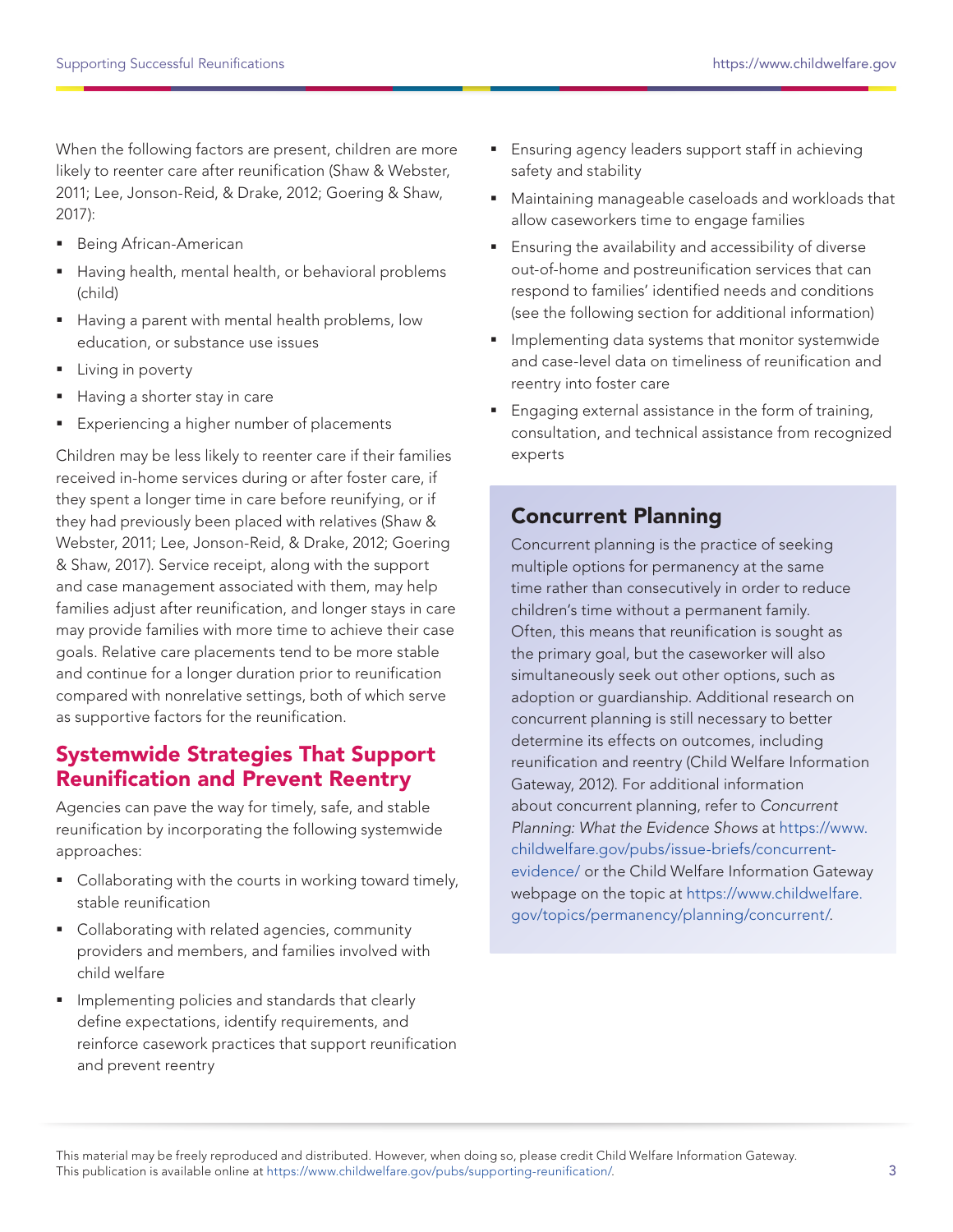When the following factors are present, children are more likely to reenter care after reunification (Shaw & Webster, 2011; Lee, Jonson-Reid, & Drake, 2012; Goering & Shaw, 2017):

- Being African-American
- Having health, mental health, or behavioral problems (child)
- Having a parent with mental health problems, low education, or substance use issues
- Living in poverty
- Having a shorter stay in care
- Experiencing a higher number of placements

Children may be less likely to reenter care if their families received in-home services during or after foster care, if they spent a longer time in care before reunifying, or if they had previously been placed with relatives (Shaw & Webster, 2011; Lee, Jonson-Reid, & Drake, 2012; Goering & Shaw, 2017). Service receipt, along with the support and case management associated with them, may help families adjust after reunification, and longer stays in care may provide families with more time to achieve their case goals. Relative care placements tend to be more stable and continue for a longer duration prior to reunification compared with nonrelative settings, both of which serve as supportive factors for the reunification.

## Systemwide Strategies That Support Reunification and Prevent Reentry

Agencies can pave the way for timely, safe, and stable reunification by incorporating the following systemwide approaches:

- Collaborating with the courts in working toward timely, stable reunification
- Collaborating with related agencies, community providers and members, and families involved with child welfare
- Implementing policies and standards that clearly define expectations, identify requirements, and reinforce casework practices that support reunification and prevent reentry
- Ensuring agency leaders support staff in achieving safety and stability
- Maintaining manageable caseloads and workloads that allow caseworkers time to engage families
- Ensuring the availability and accessibility of diverse out-of-home and postreunification services that can respond to families' identified needs and conditions (see the following section for additional information)
- Implementing data systems that monitor systemwide and case-level data on timeliness of reunification and reentry into foster care
- Engaging external assistance in the form of training, consultation, and technical assistance from recognized experts

### Concurrent Planning

Concurrent planning is the practice of seeking multiple options for permanency at the same time rather than consecutively in order to reduce children's time without a permanent family. Often, this means that reunification is sought as the primary goal, but the caseworker will also simultaneously seek out other options, such as adoption or guardianship. Additional research on concurrent planning is still necessary to better determine its effects on outcomes, including reunification and reentry (Child Welfare Information Gateway, 2012). For additional information about concurrent planning, refer to *Concurrent Planning: What the Evidence Shows* at https://www.childwelfare.gov/pubs/issue-briefs/concurrent-evidence/ or the Child Welfare Information Gateway webpage on the topic at https://www.childwelfare.gov/topics/permanency/planning/concurrent/.

This material may be freely reproduced and distributed. However, when doing so, please credit Child Welfare Information Gateway. This publication is available online at https://www.childwelfare.gov/pubs/supporting-reunification/.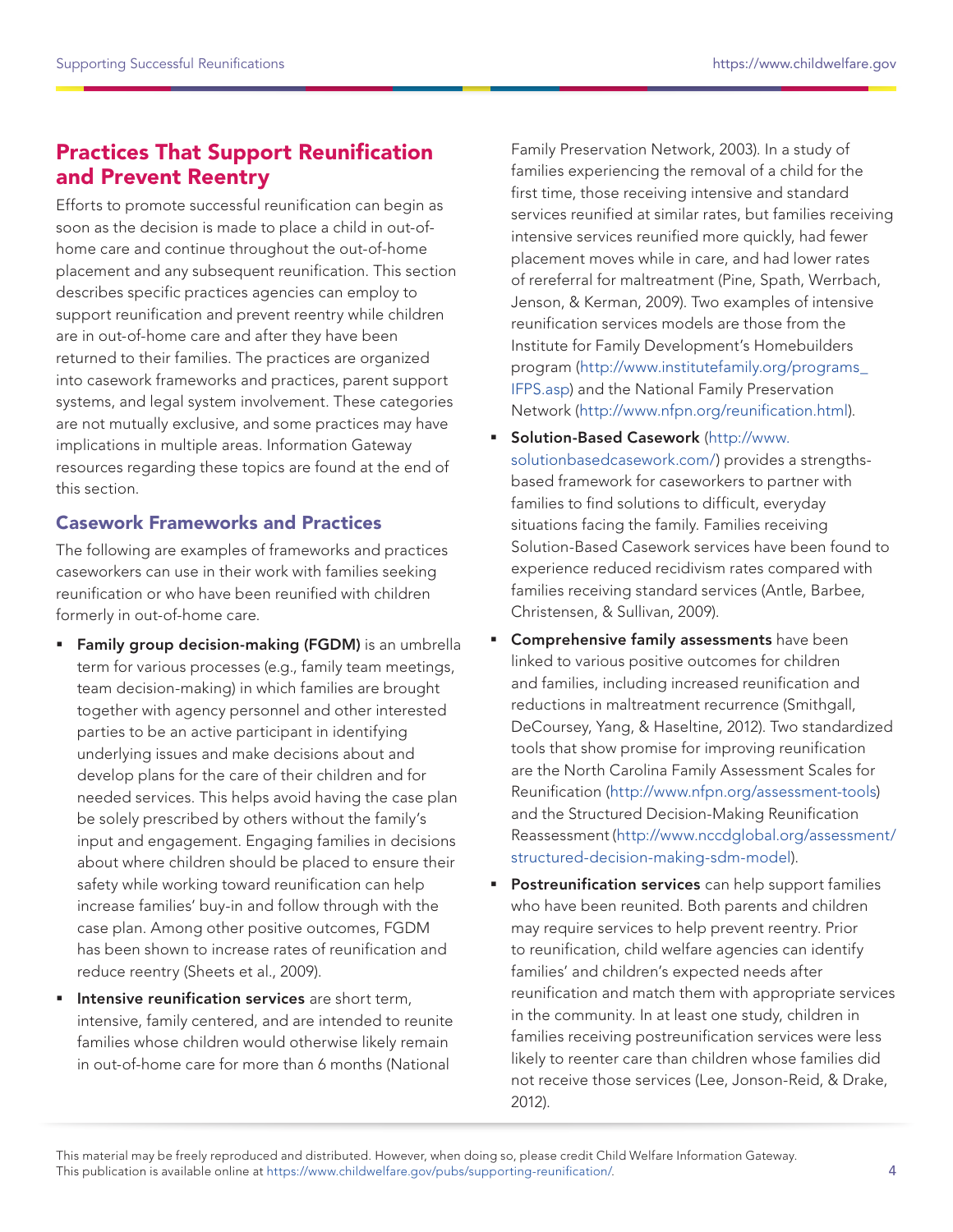## Practices That Support Reunification and Prevent Reentry

Efforts to promote successful reunification can begin as soon as the decision is made to place a child in out-of-home care and continue throughout the out-of-home placement and any subsequent reunification. This section describes specific practices agencies can employ to support reunification and prevent reentry while children are in out-of-home care and after they have been returned to their families. The practices are organized into casework frameworks and practices, parent support systems, and legal system involvement. These categories are not mutually exclusive, and some practices may have implications in multiple areas. Information Gateway resources regarding these topics are found at the end of this section.

### Casework Frameworks and Practices

The following are examples of frameworks and practices caseworkers can use in their work with families seeking reunification or who have been reunified with children formerly in out-of-home care.

- **Family group decision-making (FGDM)** is an umbrella term for various processes (e.g., family team meetings, team decision-making) in which families are brought together with agency personnel and other interested parties to be an active participant in identifying underlying issues and make decisions about and develop plans for the care of their children and for needed services. This helps avoid having the case plan be solely prescribed by others without the family's input and engagement. Engaging families in decisions about where children should be placed to ensure their safety while working toward reunification can help increase families' buy-in and follow through with the case plan. Among other positive outcomes, FGDM has been shown to increase rates of reunification and reduce reentry (Sheets et al., 2009).
- **Intensive reunification services** are short term, intensive, family centered, and are intended to reunite families whose children would otherwise likely remain in out-of-home care for more than 6 months (National Family Preservation Network, 2003). In a study of families experiencing the removal of a child for the first time, those receiving intensive and standard services reunified at similar rates, but families receiving intensive services reunified more quickly, had fewer placement moves while in care, and had lower rates of rereferral for maltreatment (Pine, Spath, Werrbach, Jenson, & Kerman, 2009). Two examples of intensive reunification services models are those from the Institute for Family Development's Homebuilders program (http://www.institutefamily.org/programs_IFPS.asp) and the National Family Preservation Network (http://www.nfpn.org/reunification.html).
- **Solution-Based Casework** (http://www.solutionbasedcasework.com/) provides a strengths-based framework for caseworkers to partner with families to find solutions to difficult, everyday situations facing the family. Families receiving Solution-Based Casework services have been found to experience reduced recidivism rates compared with families receiving standard services (Antle, Barbee, Christensen, & Sullivan, 2009).
- **Comprehensive family assessments** have been linked to various positive outcomes for children and families, including increased reunification and reductions in maltreatment recurrence (Smithgall, DeCoursey, Yang, & Haseltine, 2012). Two standardized tools that show promise for improving reunification are the North Carolina Family Assessment Scales for Reunification (http://www.nfpn.org/assessment-tools) and the Structured Decision-Making Reunification Reassessment (http://www.nccdglobal.org/assessment/structured-decision-making-sdm-model).
- **Postreunification services** can help support families who have been reunited. Both parents and children may require services to help prevent reentry. Prior to reunification, child welfare agencies can identify families' and children's expected needs after reunification and match them with appropriate services in the community. In at least one study, children in families receiving postreunification services were less likely to reenter care than children whose families did not receive those services (Lee, Jonson-Reid, & Drake, 2012).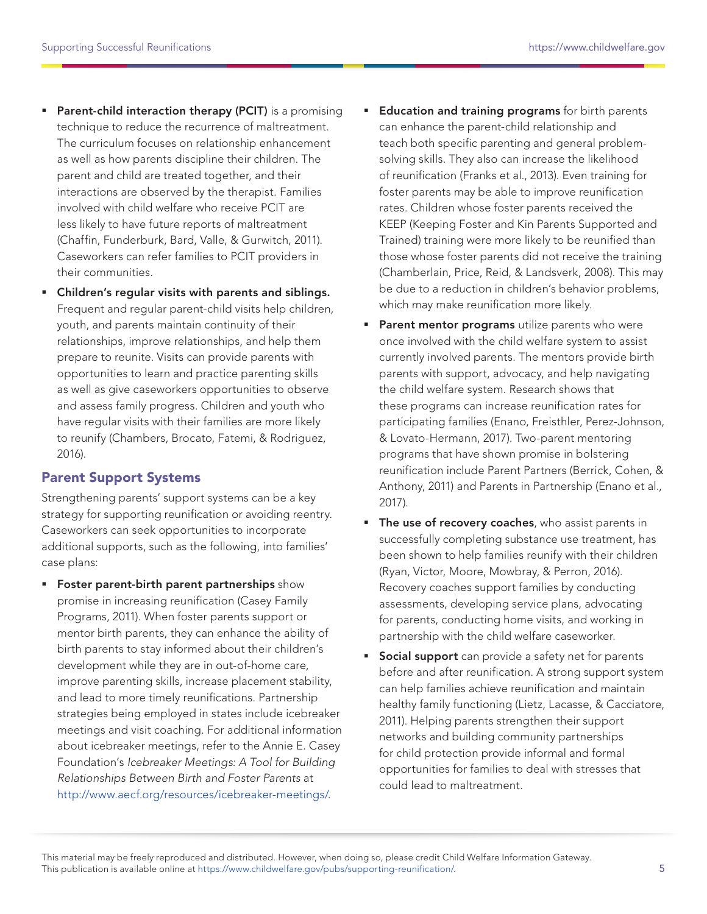- **Parent-child interaction therapy (PCIT)** is a promising technique to reduce the recurrence of maltreatment. The curriculum focuses on relationship enhancement as well as how parents discipline their children. The parent and child are treated together, and their interactions are observed by the therapist. Families involved with child welfare who receive PCIT are less likely to have future reports of maltreatment (Chaffin, Funderburk, Bard, Valle, & Gurwitch, 2011). Caseworkers can refer families to PCIT providers in their communities.
- **Children's regular visits with parents and siblings.** Frequent and regular parent-child visits help children, youth, and parents maintain continuity of their relationships, improve relationships, and help them prepare to reunite. Visits can provide parents with opportunities to learn and practice parenting skills as well as give caseworkers opportunities to observe and assess family progress. Children and youth who have regular visits with their families are more likely to reunify (Chambers, Brocato, Fatemi, & Rodriguez, 2016).

## Parent Support Systems

Strengthening parents' support systems can be a key strategy for supporting reunification or avoiding reentry. Caseworkers can seek opportunities to incorporate additional supports, such as the following, into families' case plans:

- **Foster parent-birth parent partnerships** show promise in increasing reunification (Casey Family Programs, 2011). When foster parents support or mentor birth parents, they can enhance the ability of birth parents to stay informed about their children's development while they are in out-of-home care, improve parenting skills, increase placement stability, and lead to more timely reunifications. Partnership strategies being employed in states include icebreaker meetings and visit coaching. For additional information about icebreaker meetings, refer to the Annie E. Casey Foundation's *Icebreaker Meetings: A Tool for Building Relationships Between Birth and Foster Parents* at http://www.aecf.org/resources/icebreaker-meetings/.
- **Education and training programs** for birth parents can enhance the parent-child relationship and teach both specific parenting and general problem-solving skills. They also can increase the likelihood of reunification (Franks et al., 2013). Even training for foster parents may be able to improve reunification rates. Children whose foster parents received the KEEP (Keeping Foster and Kin Parents Supported and Trained) training were more likely to be reunified than those whose foster parents did not receive the training (Chamberlain, Price, Reid, & Landsverk, 2008). This may be due to a reduction in children's behavior problems, which may make reunification more likely.
- **Parent mentor programs** utilize parents who were once involved with the child welfare system to assist currently involved parents. The mentors provide birth parents with support, advocacy, and help navigating the child welfare system. Research shows that these programs can increase reunification rates for participating families (Enano, Freisthler, Perez-Johnson, & Lovato-Hermann, 2017). Two-parent mentoring programs that have shown promise in bolstering reunification include Parent Partners (Berrick, Cohen, & Anthony, 2011) and Parents in Partnership (Enano et al., 2017).
- **The use of recovery coaches**, who assist parents in successfully completing substance use treatment, has been shown to help families reunify with their children (Ryan, Victor, Moore, Mowbray, & Perron, 2016). Recovery coaches support families by conducting assessments, developing service plans, advocating for parents, conducting home visits, and working in partnership with the child welfare caseworker.
- **Social support** can provide a safety net for parents before and after reunification. A strong support system can help families achieve reunification and maintain healthy family functioning (Lietz, Lacasse, & Cacciatore, 2011). Helping parents strengthen their support networks and building community partnerships for child protection provide informal and formal opportunities for families to deal with stresses that could lead to maltreatment.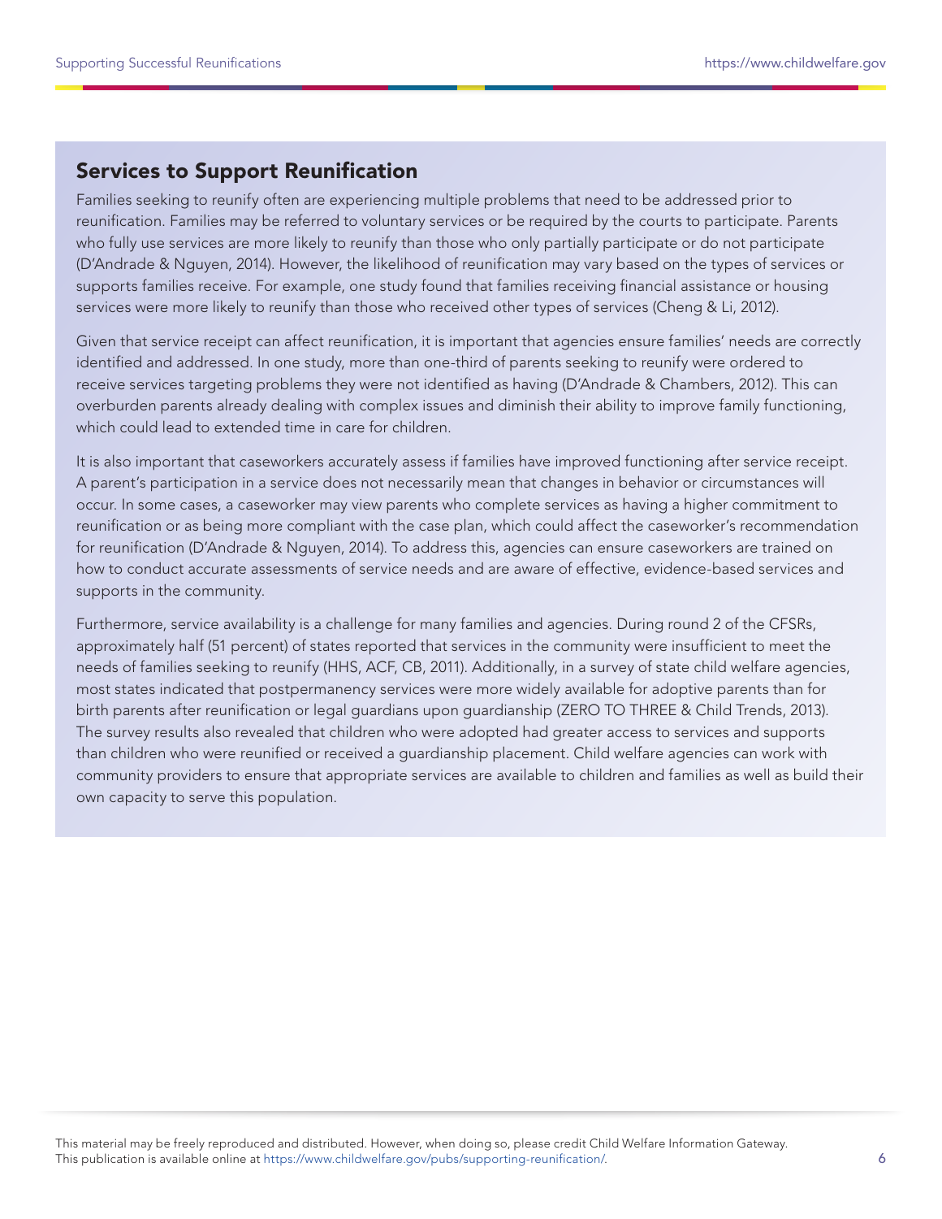## Services to Support Reunification

Families seeking to reunify often are experiencing multiple problems that need to be addressed prior to reunification. Families may be referred to voluntary services or be required by the courts to participate. Parents who fully use services are more likely to reunify than those who only partially participate or do not participate (D'Andrade & Nguyen, 2014). However, the likelihood of reunification may vary based on the types of services or supports families receive. For example, one study found that families receiving financial assistance or housing services were more likely to reunify than those who received other types of services (Cheng & Li, 2012).

Given that service receipt can affect reunification, it is important that agencies ensure families' needs are correctly identified and addressed. In one study, more than one-third of parents seeking to reunify were ordered to receive services targeting problems they were not identified as having (D'Andrade & Chambers, 2012). This can overburden parents already dealing with complex issues and diminish their ability to improve family functioning, which could lead to extended time in care for children.

It is also important that caseworkers accurately assess if families have improved functioning after service receipt. A parent's participation in a service does not necessarily mean that changes in behavior or circumstances will occur. In some cases, a caseworker may view parents who complete services as having a higher commitment to reunification or as being more compliant with the case plan, which could affect the caseworker's recommendation for reunification (D'Andrade & Nguyen, 2014). To address this, agencies can ensure caseworkers are trained on how to conduct accurate assessments of service needs and are aware of effective, evidence-based services and supports in the community.

Furthermore, service availability is a challenge for many families and agencies. During round 2 of the CFSRs, approximately half (51 percent) of states reported that services in the community were insufficient to meet the needs of families seeking to reunify (HHS, ACF, CB, 2011). Additionally, in a survey of state child welfare agencies, most states indicated that postpermanency services were more widely available for adoptive parents than for birth parents after reunification or legal guardians upon guardianship (ZERO TO THREE & Child Trends, 2013). The survey results also revealed that children who were adopted had greater access to services and supports than children who were reunified or received a guardianship placement. Child welfare agencies can work with community providers to ensure that appropriate services are available to children and families as well as build their own capacity to serve this population.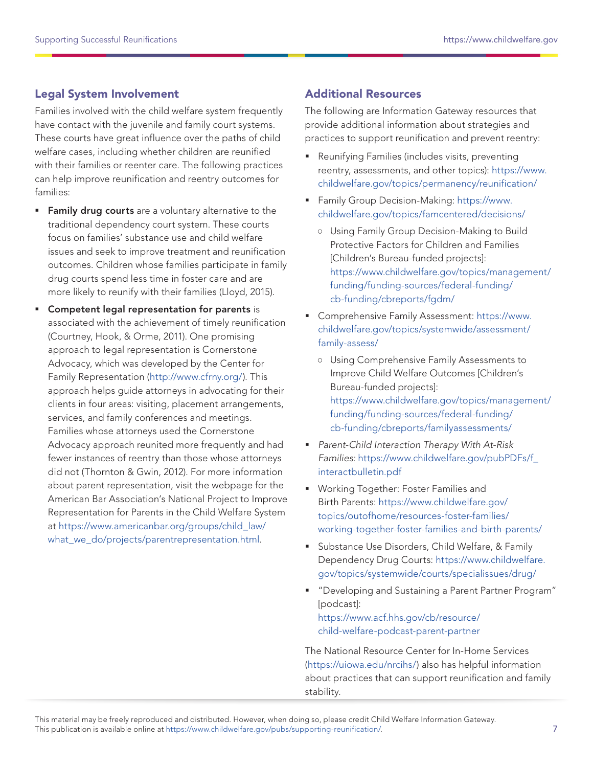## Legal System Involvement

Families involved with the child welfare system frequently have contact with the juvenile and family court systems. These courts have great influence over the paths of child welfare cases, including whether children are reunified with their families or reenter care. The following practices can help improve reunification and reentry outcomes for families:

- **Family drug courts** are a voluntary alternative to the traditional dependency court system. These courts focus on families' substance use and child welfare issues and seek to improve treatment and reunification outcomes. Children whose families participate in family drug courts spend less time in foster care and are more likely to reunify with their families (Lloyd, 2015).
- **Competent legal representation for parents** is associated with the achievement of timely reunification (Courtney, Hook, & Orme, 2011). One promising approach to legal representation is Cornerstone Advocacy, which was developed by the Center for Family Representation (http://www.cfrny.org/). This approach helps guide attorneys in advocating for their clients in four areas: visiting, placement arrangements, services, and family conferences and meetings. Families whose attorneys used the Cornerstone Advocacy approach reunited more frequently and had fewer instances of reentry than those whose attorneys did not (Thornton & Gwin, 2012). For more information about parent representation, visit the webpage for the American Bar Association's National Project to Improve Representation for Parents in the Child Welfare System at https://www.americanbar.org/groups/child_law/what_we_do/projects/parentrepresentation.html.

## Additional Resources

The following are Information Gateway resources that provide additional information about strategies and practices to support reunification and prevent reentry:

- Reunifying Families (includes visits, preventing reentry, assessments, and other topics): https://www.childwelfare.gov/topics/permanency/reunification/
- Family Group Decision-Making: https://www.childwelfare.gov/topics/famcentered/decisions/
  - Using Family Group Decision-Making to Build Protective Factors for Children and Families [Children's Bureau-funded projects]: https://www.childwelfare.gov/topics/management/funding/funding-sources/federal-funding/cb-funding/cbreports/fgdm/
- Comprehensive Family Assessment: https://www.childwelfare.gov/topics/systemwide/assessment/family-assess/
  - Using Comprehensive Family Assessments to Improve Child Welfare Outcomes [Children's Bureau-funded projects]: https://www.childwelfare.gov/topics/management/funding/funding-sources/federal-funding/cb-funding/cbreports/familyassessments/
- *Parent-Child Interaction Therapy With At-Risk Families:* https://www.childwelfare.gov/pubPDFs/f_interactbulletin.pdf
- Working Together: Foster Families and Birth Parents: https://www.childwelfare.gov/topics/outofhome/resources-foster-families/working-together-foster-families-and-birth-parents/
- Substance Use Disorders, Child Welfare, & Family Dependency Drug Courts: https://www.childwelfare.gov/topics/systemwide/courts/specialissues/drug/
- "Developing and Sustaining a Parent Partner Program" [podcast]: https://www.acf.hhs.gov/cb/resource/child-welfare-podcast-parent-partner

The National Resource Center for In-Home Services (https://uiowa.edu/nrcihs/) also has helpful information about practices that can support reunification and family stability.

This material may be freely reproduced and distributed. However, when doing so, please credit Child Welfare Information Gateway. This publication is available online at https://www.childwelfare.gov/pubs/supporting-reunification/.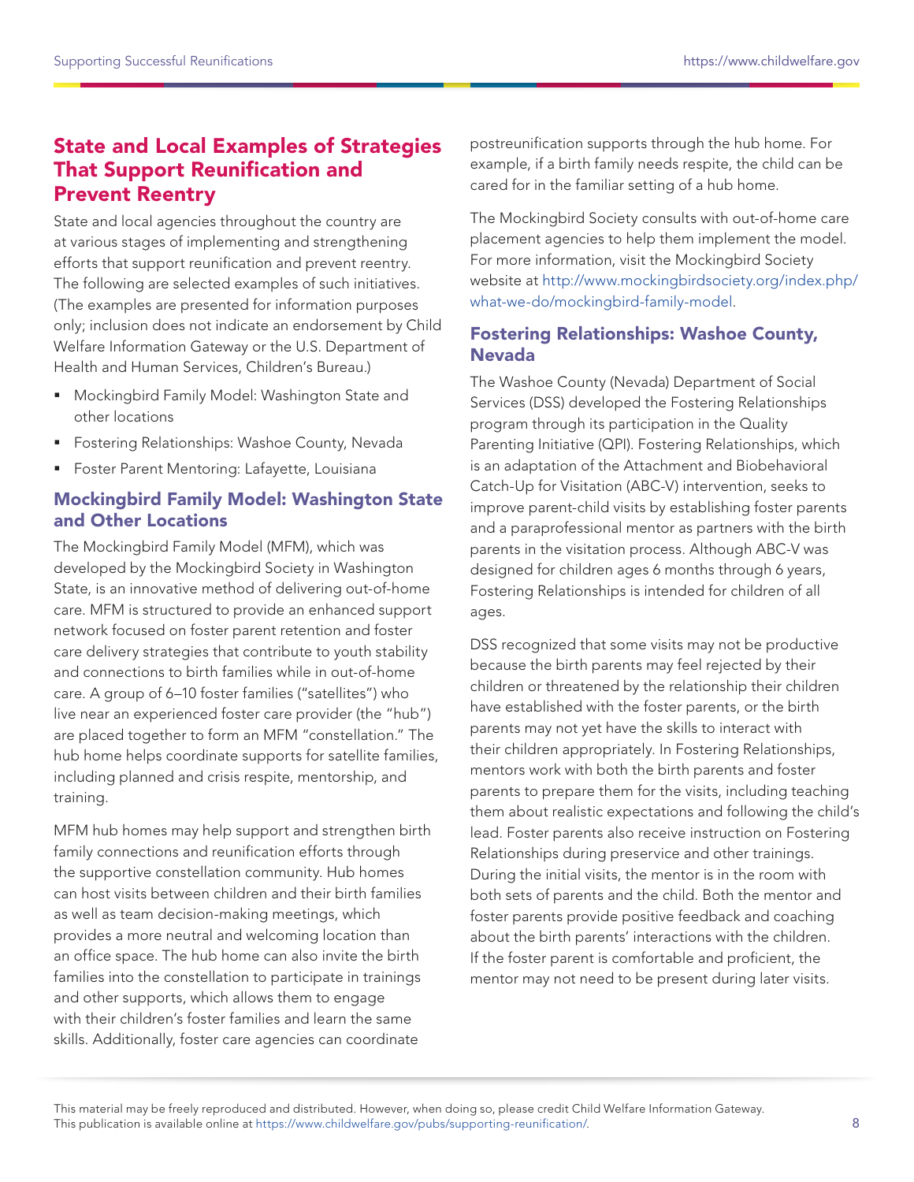## State and Local Examples of Strategies That Support Reunification and Prevent Reentry

State and local agencies throughout the country are at various stages of implementing and strengthening efforts that support reunification and prevent reentry. The following are selected examples of such initiatives. (The examples are presented for information purposes only; inclusion does not indicate an endorsement by Child Welfare Information Gateway or the U.S. Department of Health and Human Services, Children's Bureau.)

- Mockingbird Family Model: Washington State and other locations
- Fostering Relationships: Washoe County, Nevada
- Foster Parent Mentoring: Lafayette, Louisiana

### Mockingbird Family Model: Washington State and Other Locations

The Mockingbird Family Model (MFM), which was developed by the Mockingbird Society in Washington State, is an innovative method of delivering out-of-home care. MFM is structured to provide an enhanced support network focused on foster parent retention and foster care delivery strategies that contribute to youth stability and connections to birth families while in out-of-home care. A group of 6–10 foster families ("satellites") who live near an experienced foster care provider (the "hub") are placed together to form an MFM "constellation." The hub home helps coordinate supports for satellite families, including planned and crisis respite, mentorship, and training.

MFM hub homes may help support and strengthen birth family connections and reunification efforts through the supportive constellation community. Hub homes can host visits between children and their birth families as well as team decision-making meetings, which provides a more neutral and welcoming location than an office space. The hub home can also invite the birth families into the constellation to participate in trainings and other supports, which allows them to engage with their children's foster families and learn the same skills. Additionally, foster care agencies can coordinate postreunification supports through the hub home. For example, if a birth family needs respite, the child can be cared for in the familiar setting of a hub home.

The Mockingbird Society consults with out-of-home care placement agencies to help them implement the model. For more information, visit the Mockingbird Society website at http://www.mockingbirdsociety.org/index.php/what-we-do/mockingbird-family-model.

### Fostering Relationships: Washoe County, Nevada

The Washoe County (Nevada) Department of Social Services (DSS) developed the Fostering Relationships program through its participation in the Quality Parenting Initiative (QPI). Fostering Relationships, which is an adaptation of the Attachment and Biobehavioral Catch-Up for Visitation (ABC-V) intervention, seeks to improve parent-child visits by establishing foster parents and a paraprofessional mentor as partners with the birth parents in the visitation process. Although ABC-V was designed for children ages 6 months through 6 years, Fostering Relationships is intended for children of all ages.

DSS recognized that some visits may not be productive because the birth parents may feel rejected by their children or threatened by the relationship their children have established with the foster parents, or the birth parents may not yet have the skills to interact with their children appropriately. In Fostering Relationships, mentors work with both the birth parents and foster parents to prepare them for the visits, including teaching them about realistic expectations and following the child's lead. Foster parents also receive instruction on Fostering Relationships during preservice and other trainings. During the initial visits, the mentor is in the room with both sets of parents and the child. Both the mentor and foster parents provide positive feedback and coaching about the birth parents' interactions with the children. If the foster parent is comfortable and proficient, the mentor may not need to be present during later visits.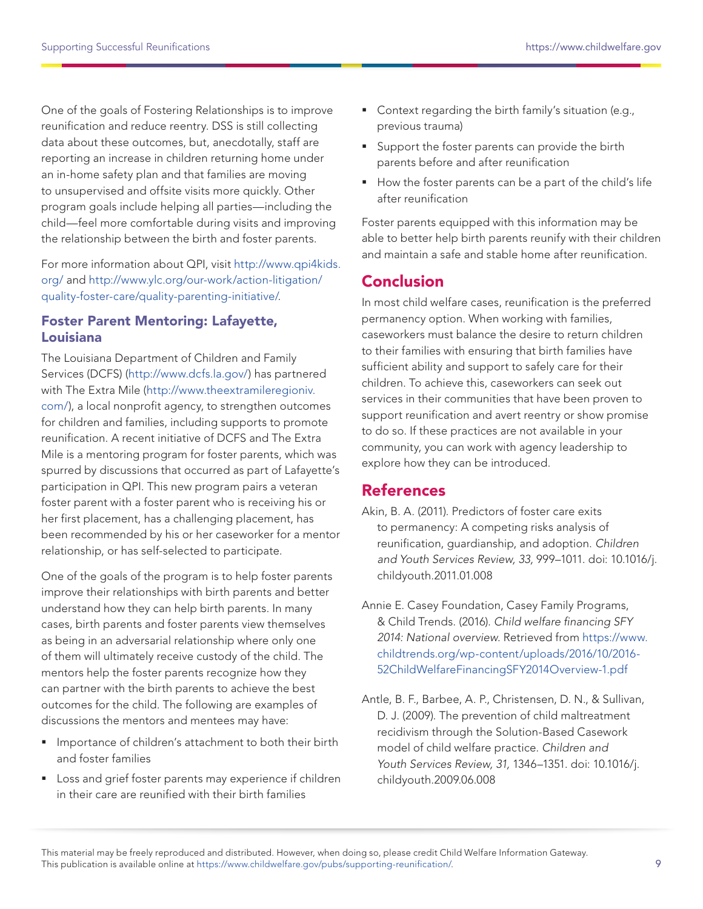One of the goals of Fostering Relationships is to improve reunification and reduce reentry. DSS is still collecting data about these outcomes, but, anecdotally, staff are reporting an increase in children returning home under an in-home safety plan and that families are moving to unsupervised and offsite visits more quickly. Other program goals include helping all parties—including the child—feel more comfortable during visits and improving the relationship between the birth and foster parents.

For more information about QPI, visit http://www.qpi4kids.org/ and http://www.ylc.org/our-work/action-litigation/quality-foster-care/quality-parenting-initiative/.

### Foster Parent Mentoring: Lafayette, Louisiana

The Louisiana Department of Children and Family Services (DCFS) (http://www.dcfs.la.gov/) has partnered with The Extra Mile (http://www.theextramileregioniv.com/), a local nonprofit agency, to strengthen outcomes for children and families, including supports to promote reunification. A recent initiative of DCFS and The Extra Mile is a mentoring program for foster parents, which was spurred by discussions that occurred as part of Lafayette's participation in QPI. This new program pairs a veteran foster parent with a foster parent who is receiving his or her first placement, has a challenging placement, has been recommended by his or her caseworker for a mentor relationship, or has self-selected to participate.

One of the goals of the program is to help foster parents improve their relationships with birth parents and better understand how they can help birth parents. In many cases, birth parents and foster parents view themselves as being in an adversarial relationship where only one of them will ultimately receive custody of the child. The mentors help the foster parents recognize how they can partner with the birth parents to achieve the best outcomes for the child. The following are examples of discussions the mentors and mentees may have:

- Importance of children's attachment to both their birth and foster families
- Loss and grief foster parents may experience if children in their care are reunified with their birth families
- Context regarding the birth family's situation (e.g., previous trauma)
- Support the foster parents can provide the birth parents before and after reunification
- How the foster parents can be a part of the child's life after reunification

Foster parents equipped with this information may be able to better help birth parents reunify with their children and maintain a safe and stable home after reunification.

## Conclusion

In most child welfare cases, reunification is the preferred permanency option. When working with families, caseworkers must balance the desire to return children to their families with ensuring that birth families have sufficient ability and support to safely care for their children. To achieve this, caseworkers can seek out services in their communities that have been proven to support reunification and avert reentry or show promise to do so. If these practices are not available in your community, you can work with agency leadership to explore how they can be introduced.

## References

Akin, B. A. (2011). Predictors of foster care exits to permanency: A competing risks analysis of reunification, guardianship, and adoption. *Children and Youth Services Review, 33,* 999–1011. doi: 10.1016/j.childyouth.2011.01.008

Annie E. Casey Foundation, Casey Family Programs, & Child Trends. (2016). *Child welfare financing SFY 2014: National overview.* Retrieved from https://www.childtrends.org/wp-content/uploads/2016/10/2016-52ChildWelfareFinancingSFY2014Overview-1.pdf

Antle, B. F., Barbee, A. P., Christensen, D. N., & Sullivan, D. J. (2009). The prevention of child maltreatment recidivism through the Solution-Based Casework model of child welfare practice. *Children and Youth Services Review, 31,* 1346–1351. doi: 10.1016/j.childyouth.2009.06.008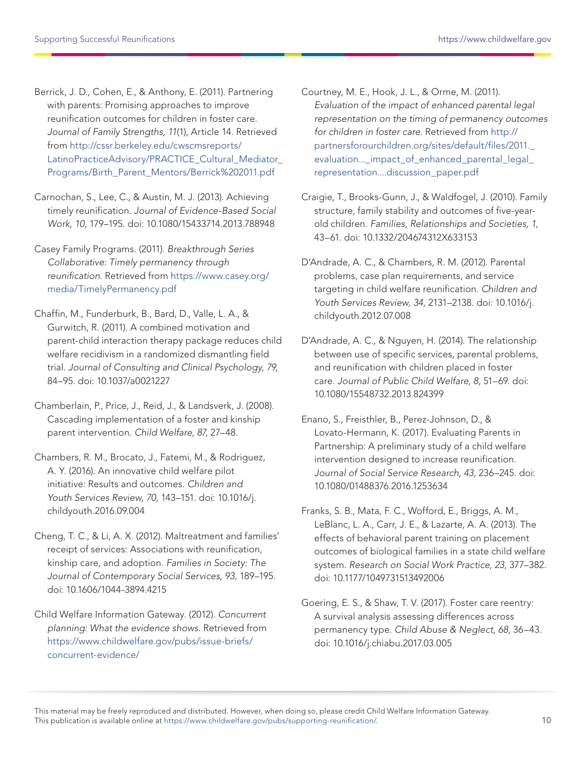Berrick, J. D., Cohen, E., & Anthony, E. (2011). Partnering with parents: Promising approaches to improve reunification outcomes for children in foster care. *Journal of Family Strengths, 11*(1), Article 14. Retrieved from http://cssr.berkeley.edu/cwscmsreports/LatinoPracticeAdvisory/PRACTICE_Cultural_Mediator_Programs/Birth_Parent_Mentors/Berrick%202011.pdf

Carnochan, S., Lee, C., & Austin, M. J. (2013). Achieving timely reunification. *Journal of Evidence-Based Social Work, 10,* 179–195. doi: 10.1080/15433714.2013.788948

Casey Family Programs. (2011). *Breakthrough Series Collaborative: Timely permanency through reunification.* Retrieved from https://www.casey.org/media/TimelyPermanency.pdf

Chaffin, M., Funderburk, B., Bard, D., Valle, L. A., & Gurwitch, R. (2011). A combined motivation and parent-child interaction therapy package reduces child welfare recidivism in a randomized dismantling field trial. *Journal of Consulting and Clinical Psychology, 79,* 84–95. doi: 10.1037/a0021227

Chamberlain, P., Price, J., Reid, J., & Landsverk, J. (2008). Cascading implementation of a foster and kinship parent intervention. *Child Welfare, 87,* 27–48.

Chambers, R. M., Brocato, J., Fatemi, M., & Rodriguez, A. Y. (2016). An innovative child welfare pilot initiative: Results and outcomes. *Children and Youth Services Review, 70,* 143–151. doi: 10.1016/j.childyouth.2016.09.004

Cheng, T. C., & Li, A. X. (2012). Maltreatment and families' receipt of services: Associations with reunification, kinship care, and adoption. *Families in Society: The Journal of Contemporary Social Services, 93,* 189–195. doi: 10.1606/1044-3894.4215

Child Welfare Information Gateway. (2012). *Concurrent planning: What the evidence shows.* Retrieved from https://www.childwelfare.gov/pubs/issue-briefs/concurrent-evidence/

Courtney, M. E., Hook, J. L., & Orme, M. (2011). *Evaluation of the impact of enhanced parental legal representation on the timing of permanency outcomes for children in foster care.* Retrieved from http://partnersforourchildren.org/sites/default/files/2011._evaluation..._impact_of_enhanced_parental_legal_representation....discussion_paper.pdf

Craigie, T., Brooks-Gunn, J., & Waldfogel, J. (2010). Family structure, family stability and outcomes of five-year-old children. *Families, Relationships and Societies, 1,* 43–61. doi: 10.1332/204674312X633153

D'Andrade, A. C., & Chambers, R. M. (2012). Parental problems, case plan requirements, and service targeting in child welfare reunification. *Children and Youth Services Review, 34,* 2131–2138. doi: 10.1016/j.childyouth.2012.07.008

D'Andrade, A. C., & Nguyen, H. (2014). The relationship between use of specific services, parental problems, and reunification with children placed in foster care. *Journal of Public Child Welfare, 8,* 51–69. doi: 10.1080/15548732.2013.824399

Enano, S., Freisthler, B., Perez-Johnson, D., & Lovato-Hermann, K. (2017). Evaluating Parents in Partnership: A preliminary study of a child welfare intervention designed to increase reunification. *Journal of Social Service Research, 43,* 236–245. doi: 10.1080/01488376.2016.1253634

Franks, S. B., Mata, F. C., Wofford, E., Briggs, A. M., LeBlanc, L. A., Carr, J. E., & Lazarte, A. A. (2013). The effects of behavioral parent training on placement outcomes of biological families in a state child welfare system. *Research on Social Work Practice, 23,* 377–382. doi: 10.1177/1049731513492006

Goering, E. S., & Shaw, T. V. (2017). Foster care reentry: A survival analysis assessing differences across permanency type. *Child Abuse & Neglect, 68,* 36–43. doi: 10.1016/j.chiabu.2017.03.005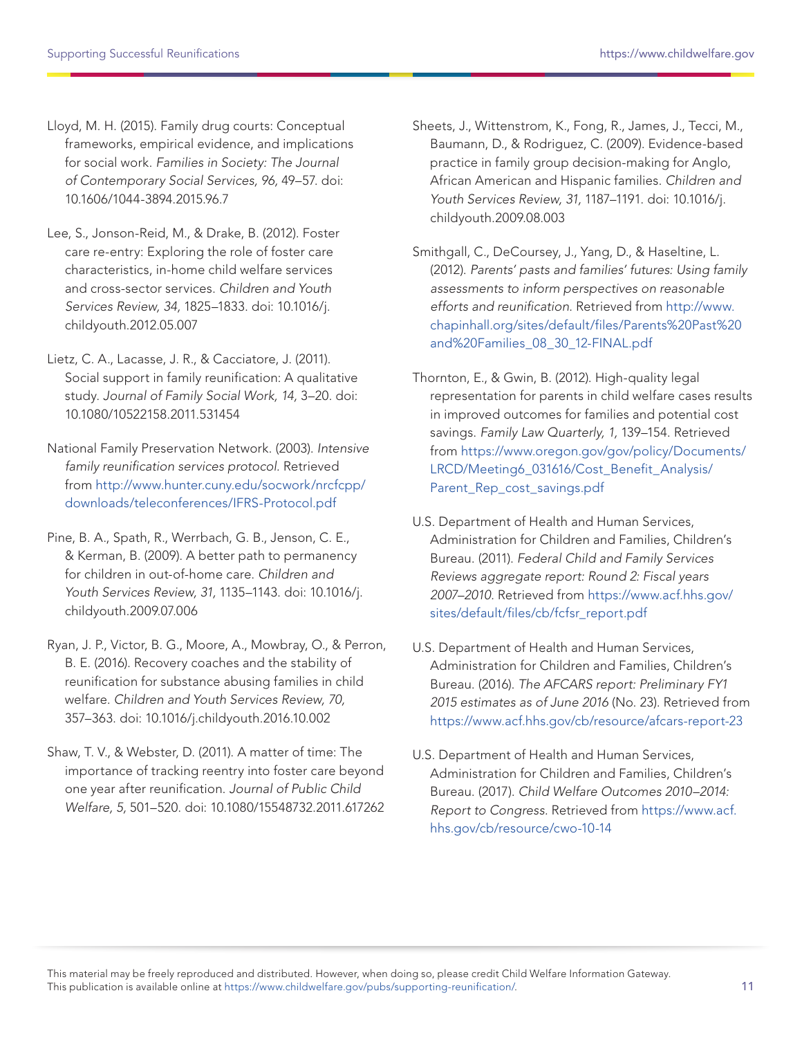Lloyd, M. H. (2015). Family drug courts: Conceptual frameworks, empirical evidence, and implications for social work. *Families in Society: The Journal of Contemporary Social Services, 96,* 49–57. doi: 10.1606/1044-3894.2015.96.7

Lee, S., Jonson-Reid, M., & Drake, B. (2012). Foster care re-entry: Exploring the role of foster care characteristics, in-home child welfare services and cross-sector services. *Children and Youth Services Review, 34,* 1825–1833. doi: 10.1016/j.childyouth.2012.05.007

Lietz, C. A., Lacasse, J. R., & Cacciatore, J. (2011). Social support in family reunification: A qualitative study. *Journal of Family Social Work, 14,* 3–20. doi: 10.1080/10522158.2011.531454

National Family Preservation Network. (2003). *Intensive family reunification services protocol.* Retrieved from http://www.hunter.cuny.edu/socwork/nrcfcpp/downloads/teleconferences/IFRS-Protocol.pdf

Pine, B. A., Spath, R., Werrbach, G. B., Jenson, C. E., & Kerman, B. (2009). A better path to permanency for children in out-of-home care. *Children and Youth Services Review, 31,* 1135–1143. doi: 10.1016/j.childyouth.2009.07.006

Ryan, J. P., Victor, B. G., Moore, A., Mowbray, O., & Perron, B. E. (2016). Recovery coaches and the stability of reunification for substance abusing families in child welfare. *Children and Youth Services Review, 70,* 357–363. doi: 10.1016/j.childyouth.2016.10.002

Shaw, T. V., & Webster, D. (2011). A matter of time: The importance of tracking reentry into foster care beyond one year after reunification. *Journal of Public Child Welfare, 5,* 501–520. doi: 10.1080/15548732.2011.617262

Sheets, J., Wittenstrom, K., Fong, R., James, J., Tecci, M., Baumann, D., & Rodriguez, C. (2009). Evidence-based practice in family group decision-making for Anglo, African American and Hispanic families. *Children and Youth Services Review, 31,* 1187–1191. doi: 10.1016/j.childyouth.2009.08.003

Smithgall, C., DeCoursey, J., Yang, D., & Haseltine, L. (2012). *Parents' pasts and families' futures: Using family assessments to inform perspectives on reasonable efforts and reunification.* Retrieved from http://www.chapinhall.org/sites/default/files/Parents%20Past%20and%20Families_08_30_12-FINAL.pdf

Thornton, E., & Gwin, B. (2012). High-quality legal representation for parents in child welfare cases results in improved outcomes for families and potential cost savings. *Family Law Quarterly, 1,* 139–154. Retrieved from https://www.oregon.gov/gov/policy/Documents/LRCD/Meeting6_031616/Cost_Benefit_Analysis/Parent_Rep_cost_savings.pdf

U.S. Department of Health and Human Services, Administration for Children and Families, Children's Bureau. (2011). *Federal Child and Family Services Reviews aggregate report: Round 2: Fiscal years 2007–2010.* Retrieved from https://www.acf.hhs.gov/sites/default/files/cb/fcfsr_report.pdf

U.S. Department of Health and Human Services, Administration for Children and Families, Children's Bureau. (2016). *The AFCARS report: Preliminary FY1 2015 estimates as of June 2016* (No. 23). Retrieved from https://www.acf.hhs.gov/cb/resource/afcars-report-23

U.S. Department of Health and Human Services, Administration for Children and Families, Children's Bureau. (2017). *Child Welfare Outcomes 2010–2014: Report to Congress.* Retrieved from https://www.acf.hhs.gov/cb/resource/cwo-10-14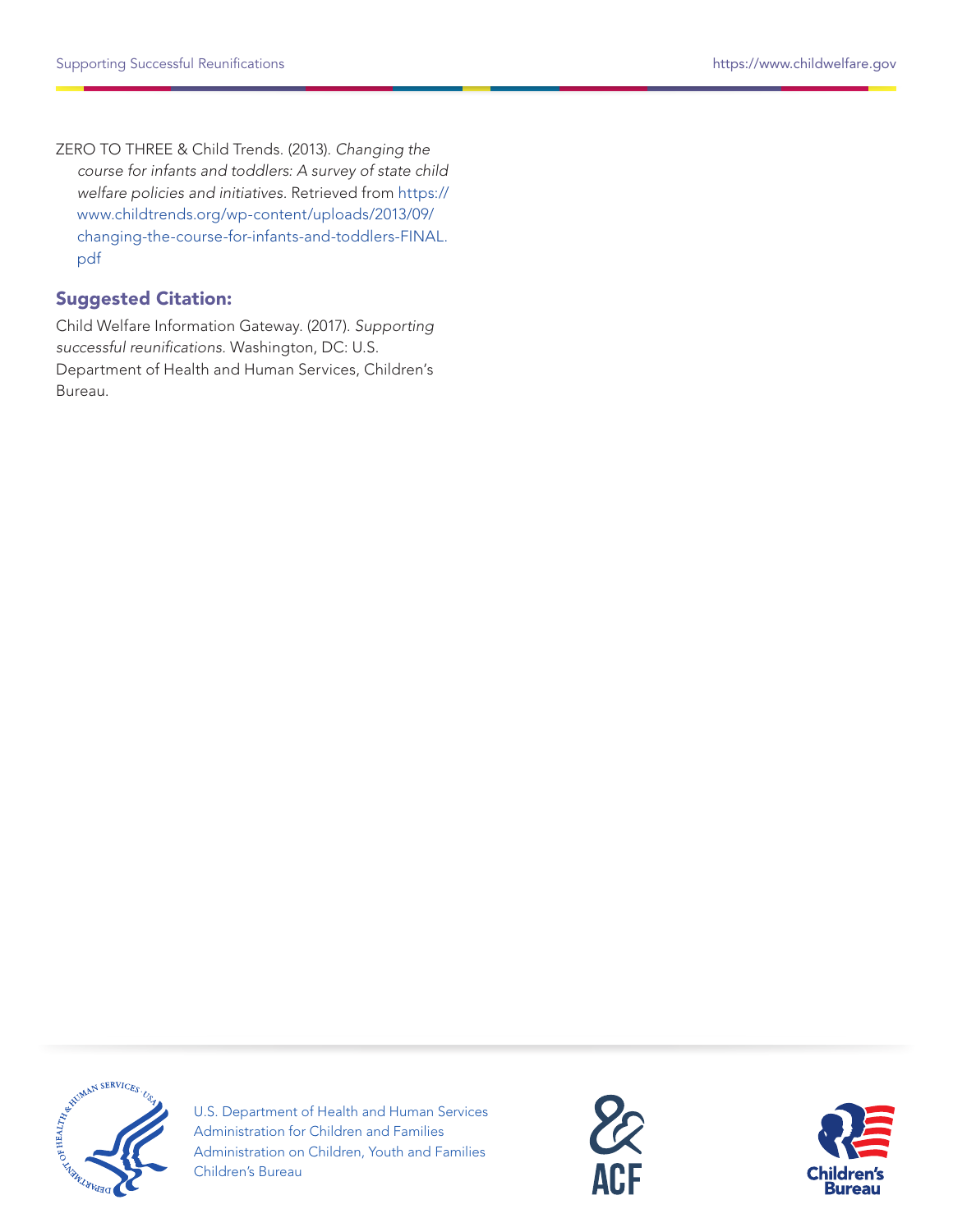ZERO TO THREE & Child Trends. (2013). *Changing the course for infants and toddlers: A survey of state child welfare policies and initiatives.* Retrieved from https://www.childtrends.org/wp-content/uploads/2013/09/changing-the-course-for-infants-and-toddlers-FINAL.pdf

## Suggested Citation:

Child Welfare Information Gateway. (2017). *Supporting successful reunifications.* Washington, DC: U.S. Department of Health and Human Services, Children's Bureau.

U.S. Department of Health and Human Services
Administration for Children and Families
Administration on Children, Youth and Families
Children's Bureau